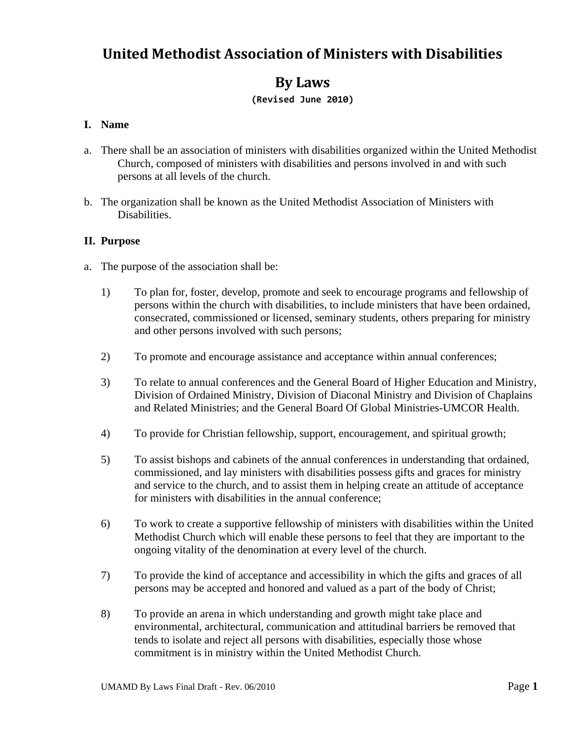# United Methodist Association of Ministers with Disabilities

## By Laws

**(Revised June 2010)**

### I. Name

a. There shall be an association of ministers with disabilities organized within the United Methodist Church, composed of ministers with disabilities and persons involved in and with such persons at all levels of the church.

b. The organization shall be known as the United Methodist Association of Ministers with Disabilities.

### II. Purpose

a. The purpose of the association shall be:

1) To plan for, foster, develop, promote and seek to encourage programs and fellowship of persons within the church with disabilities, to include ministers that have been ordained, consecrated, commissioned or licensed, seminary students, others preparing for ministry and other persons involved with such persons;

2) To promote and encourage assistance and acceptance within annual conferences;

3) To relate to annual conferences and the General Board of Higher Education and Ministry, Division of Ordained Ministry, Division of Diaconal Ministry and Division of Chaplains and Related Ministries; and the General Board Of Global Ministries-UMCOR Health.

4) To provide for Christian fellowship, support, encouragement, and spiritual growth;

5) To assist bishops and cabinets of the annual conferences in understanding that ordained, commissioned, and lay ministers with disabilities possess gifts and graces for ministry and service to the church, and to assist them in helping create an attitude of acceptance for ministers with disabilities in the annual conference;

6) To work to create a supportive fellowship of ministers with disabilities within the United Methodist Church which will enable these persons to feel that they are important to the ongoing vitality of the denomination at every level of the church.

7) To provide the kind of acceptance and accessibility in which the gifts and graces of all persons may be accepted and honored and valued as a part of the body of Christ;

8) To provide an arena in which understanding and growth might take place and environmental, architectural, communication and attitudinal barriers be removed that tends to isolate and reject all persons with disabilities, especially those whose commitment is in ministry within the United Methodist Church.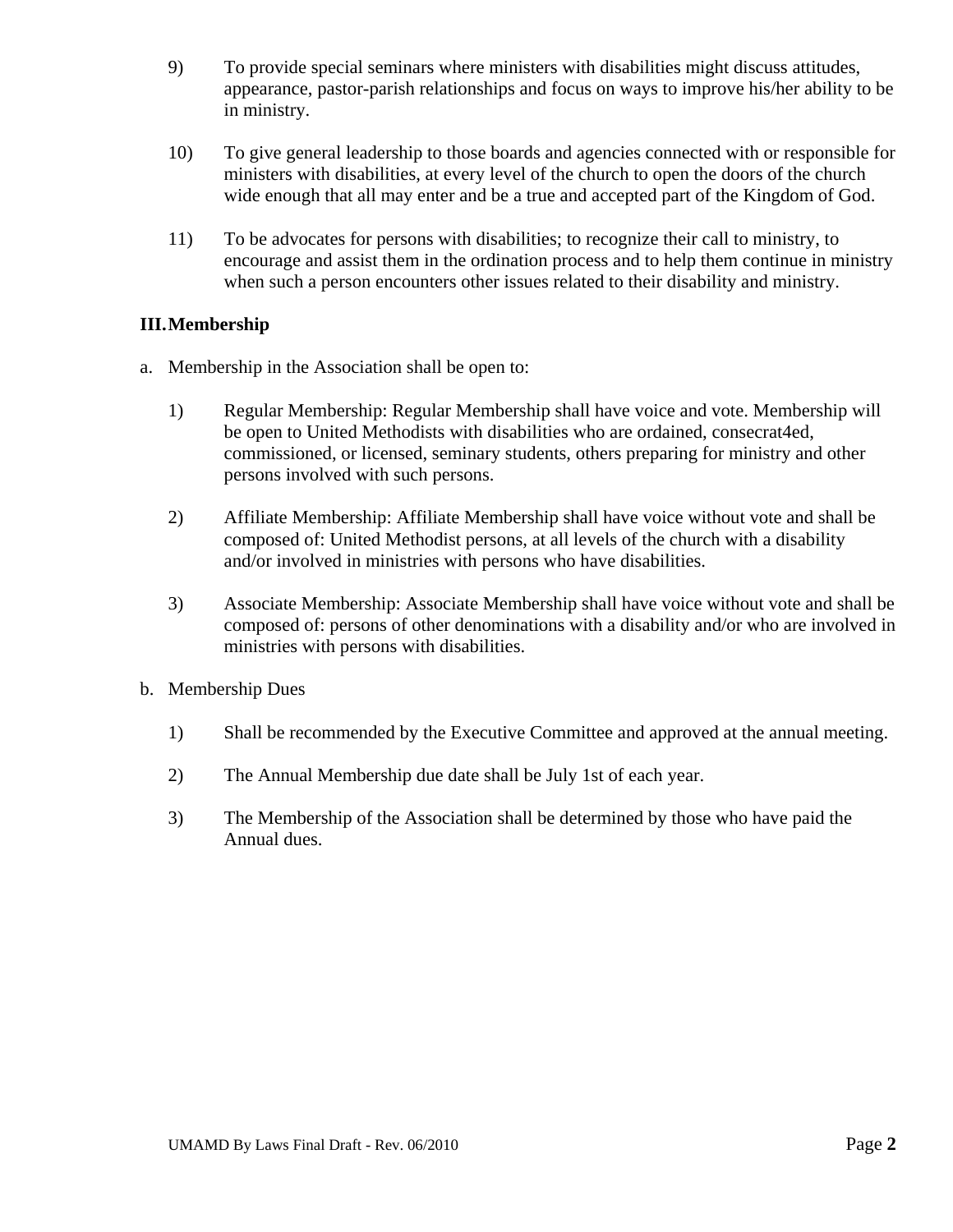9) To provide special seminars where ministers with disabilities might discuss attitudes, appearance, pastor-parish relationships and focus on ways to improve his/her ability to be in ministry.

10) To give general leadership to those boards and agencies connected with or responsible for ministers with disabilities, at every level of the church to open the doors of the church wide enough that all may enter and be a true and accepted part of the Kingdom of God.

11) To be advocates for persons with disabilities; to recognize their call to ministry, to encourage and assist them in the ordination process and to help them continue in ministry when such a person encounters other issues related to their disability and ministry.

## III. Membership

a. Membership in the Association shall be open to:

1) Regular Membership: Regular Membership shall have voice and vote. Membership will be open to United Methodists with disabilities who are ordained, consecrat4ed, commissioned, or licensed, seminary students, others preparing for ministry and other persons involved with such persons.

2) Affiliate Membership: Affiliate Membership shall have voice without vote and shall be composed of: United Methodist persons, at all levels of the church with a disability and/or involved in ministries with persons who have disabilities.

3) Associate Membership: Associate Membership shall have voice without vote and shall be composed of: persons of other denominations with a disability and/or who are involved in ministries with persons with disabilities.

b. Membership Dues

1) Shall be recommended by the Executive Committee and approved at the annual meeting.

2) The Annual Membership due date shall be July 1st of each year.

3) The Membership of the Association shall be determined by those who have paid the Annual dues.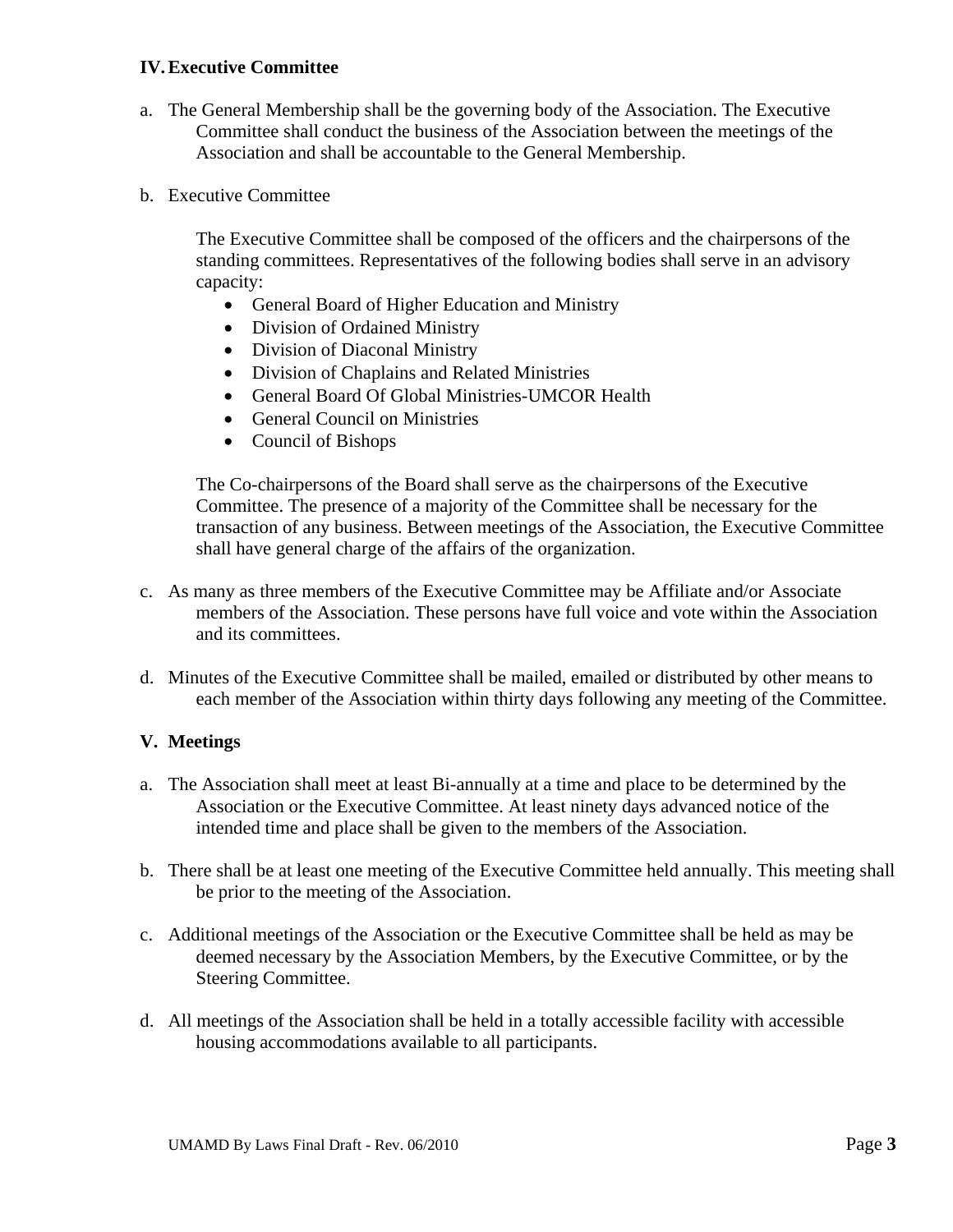## IV. Executive Committee

a. The General Membership shall be the governing body of the Association. The Executive Committee shall conduct the business of the Association between the meetings of the Association and shall be accountable to the General Membership.

b. Executive Committee

   The Executive Committee shall be composed of the officers and the chairpersons of the standing committees. Representatives of the following bodies shall serve in an advisory capacity:

   - General Board of Higher Education and Ministry
   - Division of Ordained Ministry
   - Division of Diaconal Ministry
   - Division of Chaplains and Related Ministries
   - General Board Of Global Ministries-UMCOR Health
   - General Council on Ministries
   - Council of Bishops

   The Co-chairpersons of the Board shall serve as the chairpersons of the Executive Committee. The presence of a majority of the Committee shall be necessary for the transaction of any business. Between meetings of the Association, the Executive Committee shall have general charge of the affairs of the organization.

c. As many as three members of the Executive Committee may be Affiliate and/or Associate members of the Association. These persons have full voice and vote within the Association and its committees.

d. Minutes of the Executive Committee shall be mailed, emailed or distributed by other means to each member of the Association within thirty days following any meeting of the Committee.

## V. Meetings

a. The Association shall meet at least Bi-annually at a time and place to be determined by the Association or the Executive Committee. At least ninety days advanced notice of the intended time and place shall be given to the members of the Association.

b. There shall be at least one meeting of the Executive Committee held annually. This meeting shall be prior to the meeting of the Association.

c. Additional meetings of the Association or the Executive Committee shall be held as may be deemed necessary by the Association Members, by the Executive Committee, or by the Steering Committee.

d. All meetings of the Association shall be held in a totally accessible facility with accessible housing accommodations available to all participants.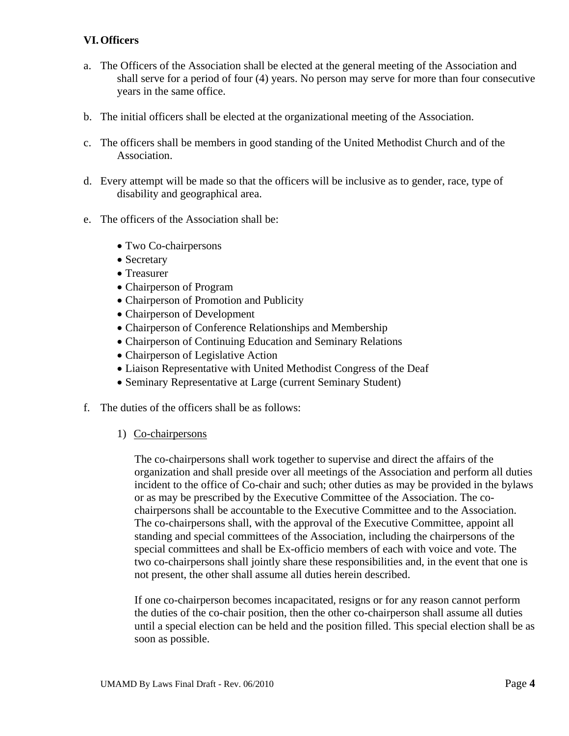## VI. Officers

a. The Officers of the Association shall be elected at the general meeting of the Association and shall serve for a period of four (4) years. No person may serve for more than four consecutive years in the same office.

b. The initial officers shall be elected at the organizational meeting of the Association.

c. The officers shall be members in good standing of the United Methodist Church and of the Association.

d. Every attempt will be made so that the officers will be inclusive as to gender, race, type of disability and geographical area.

e. The officers of the Association shall be:

- Two Co-chairpersons
- Secretary
- Treasurer
- Chairperson of Program
- Chairperson of Promotion and Publicity
- Chairperson of Development
- Chairperson of Conference Relationships and Membership
- Chairperson of Continuing Education and Seminary Relations
- Chairperson of Legislative Action
- Liaison Representative with United Methodist Congress of the Deaf
- Seminary Representative at Large (current Seminary Student)

f. The duties of the officers shall be as follows:

1) Co-chairpersons

The co-chairpersons shall work together to supervise and direct the affairs of the organization and shall preside over all meetings of the Association and perform all duties incident to the office of Co-chair and such; other duties as may be provided in the bylaws or as may be prescribed by the Executive Committee of the Association. The co-chairpersons shall be accountable to the Executive Committee and to the Association. The co-chairpersons shall, with the approval of the Executive Committee, appoint all standing and special committees of the Association, including the chairpersons of the special committees and shall be Ex-officio members of each with voice and vote. The two co-chairpersons shall jointly share these responsibilities and, in the event that one is not present, the other shall assume all duties herein described.

If one co-chairperson becomes incapacitated, resigns or for any reason cannot perform the duties of the co-chair position, then the other co-chairperson shall assume all duties until a special election can be held and the position filled. This special election shall be as soon as possible.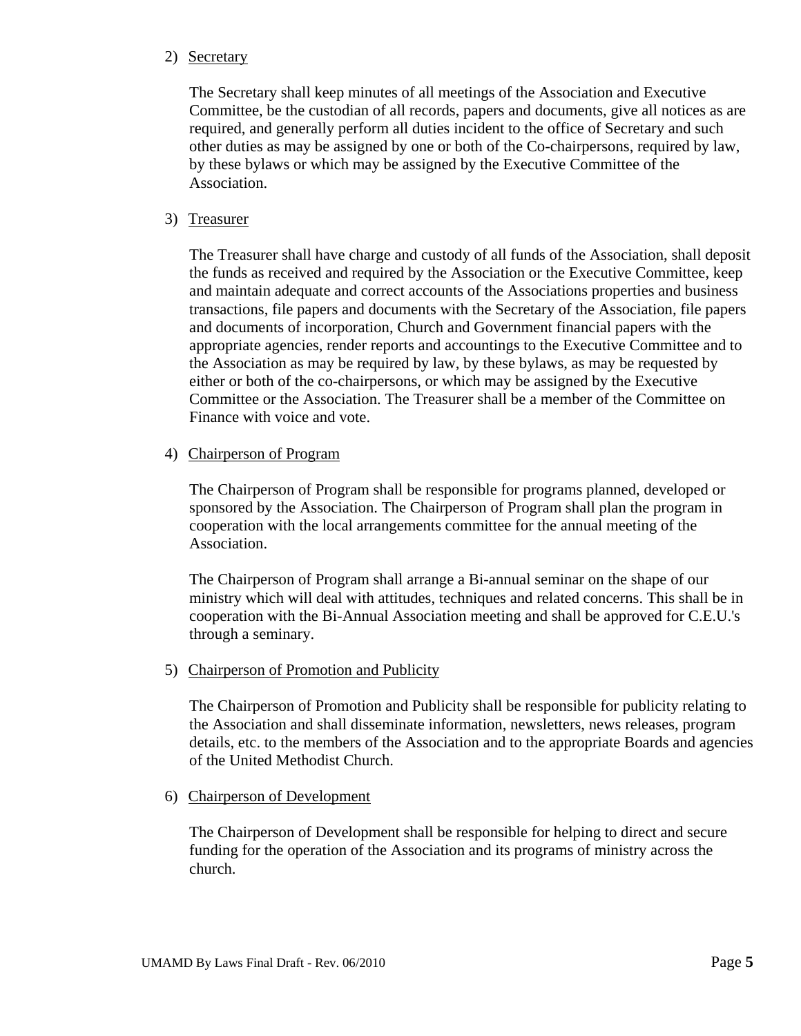2) Secretary

The Secretary shall keep minutes of all meetings of the Association and Executive Committee, be the custodian of all records, papers and documents, give all notices as are required, and generally perform all duties incident to the office of Secretary and such other duties as may be assigned by one or both of the Co-chairpersons, required by law, by these bylaws or which may be assigned by the Executive Committee of the Association.

3) Treasurer

The Treasurer shall have charge and custody of all funds of the Association, shall deposit the funds as received and required by the Association or the Executive Committee, keep and maintain adequate and correct accounts of the Associations properties and business transactions, file papers and documents with the Secretary of the Association, file papers and documents of incorporation, Church and Government financial papers with the appropriate agencies, render reports and accountings to the Executive Committee and to the Association as may be required by law, by these bylaws, as may be requested by either or both of the co-chairpersons, or which may be assigned by the Executive Committee or the Association. The Treasurer shall be a member of the Committee on Finance with voice and vote.

4) Chairperson of Program

The Chairperson of Program shall be responsible for programs planned, developed or sponsored by the Association. The Chairperson of Program shall plan the program in cooperation with the local arrangements committee for the annual meeting of the Association.

The Chairperson of Program shall arrange a Bi-annual seminar on the shape of our ministry which will deal with attitudes, techniques and related concerns. This shall be in cooperation with the Bi-Annual Association meeting and shall be approved for C.E.U.'s through a seminary.

5) Chairperson of Promotion and Publicity

The Chairperson of Promotion and Publicity shall be responsible for publicity relating to the Association and shall disseminate information, newsletters, news releases, program details, etc. to the members of the Association and to the appropriate Boards and agencies of the United Methodist Church.

6) Chairperson of Development

The Chairperson of Development shall be responsible for helping to direct and secure funding for the operation of the Association and its programs of ministry across the church.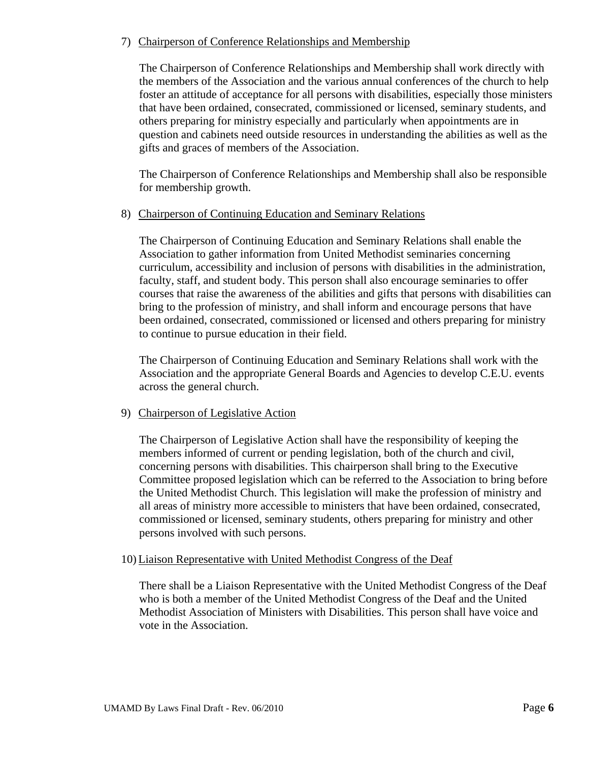7) Chairperson of Conference Relationships and Membership

The Chairperson of Conference Relationships and Membership shall work directly with the members of the Association and the various annual conferences of the church to help foster an attitude of acceptance for all persons with disabilities, especially those ministers that have been ordained, consecrated, commissioned or licensed, seminary students, and others preparing for ministry especially and particularly when appointments are in question and cabinets need outside resources in understanding the abilities as well as the gifts and graces of members of the Association.

The Chairperson of Conference Relationships and Membership shall also be responsible for membership growth.

8) Chairperson of Continuing Education and Seminary Relations

The Chairperson of Continuing Education and Seminary Relations shall enable the Association to gather information from United Methodist seminaries concerning curriculum, accessibility and inclusion of persons with disabilities in the administration, faculty, staff, and student body. This person shall also encourage seminaries to offer courses that raise the awareness of the abilities and gifts that persons with disabilities can bring to the profession of ministry, and shall inform and encourage persons that have been ordained, consecrated, commissioned or licensed and others preparing for ministry to continue to pursue education in their field.

The Chairperson of Continuing Education and Seminary Relations shall work with the Association and the appropriate General Boards and Agencies to develop C.E.U. events across the general church.

9) Chairperson of Legislative Action

The Chairperson of Legislative Action shall have the responsibility of keeping the members informed of current or pending legislation, both of the church and civil, concerning persons with disabilities. This chairperson shall bring to the Executive Committee proposed legislation which can be referred to the Association to bring before the United Methodist Church. This legislation will make the profession of ministry and all areas of ministry more accessible to ministers that have been ordained, consecrated, commissioned or licensed, seminary students, others preparing for ministry and other persons involved with such persons.

10) Liaison Representative with United Methodist Congress of the Deaf

There shall be a Liaison Representative with the United Methodist Congress of the Deaf who is both a member of the United Methodist Congress of the Deaf and the United Methodist Association of Ministers with Disabilities. This person shall have voice and vote in the Association.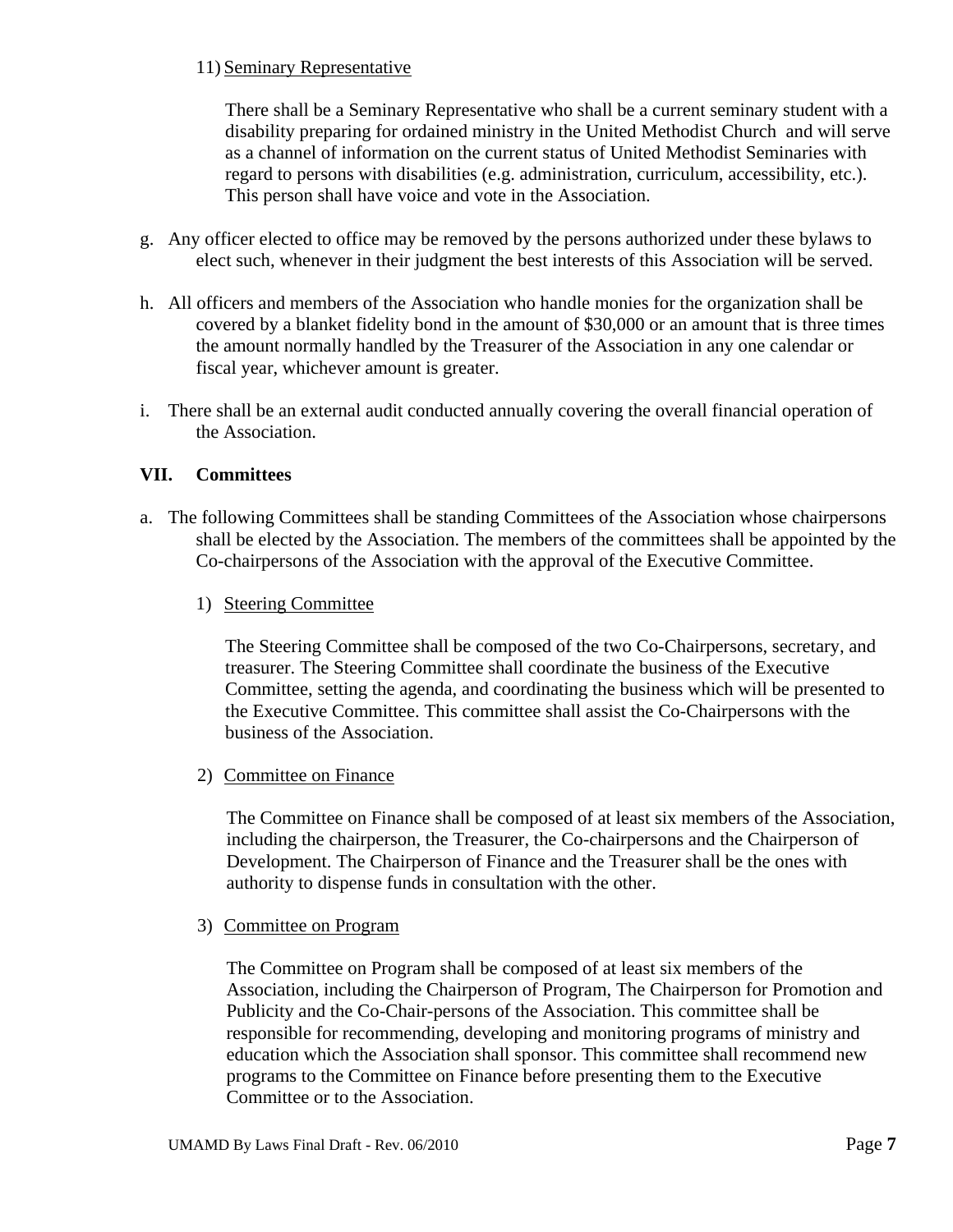11) Seminary Representative

There shall be a Seminary Representative who shall be a current seminary student with a disability preparing for ordained ministry in the United Methodist Church and will serve as a channel of information on the current status of United Methodist Seminaries with regard to persons with disabilities (e.g. administration, curriculum, accessibility, etc.). This person shall have voice and vote in the Association.

g. Any officer elected to office may be removed by the persons authorized under these bylaws to elect such, whenever in their judgment the best interests of this Association will be served.

h. All officers and members of the Association who handle monies for the organization shall be covered by a blanket fidelity bond in the amount of $30,000 or an amount that is three times the amount normally handled by the Treasurer of the Association in any one calendar or fiscal year, whichever amount is greater.

i. There shall be an external audit conducted annually covering the overall financial operation of the Association.

## VII. Committees

a. The following Committees shall be standing Committees of the Association whose chairpersons shall be elected by the Association. The members of the committees shall be appointed by the Co-chairpersons of the Association with the approval of the Executive Committee.

1) Steering Committee

The Steering Committee shall be composed of the two Co-Chairpersons, secretary, and treasurer. The Steering Committee shall coordinate the business of the Executive Committee, setting the agenda, and coordinating the business which will be presented to the Executive Committee. This committee shall assist the Co-Chairpersons with the business of the Association.

2) Committee on Finance

The Committee on Finance shall be composed of at least six members of the Association, including the chairperson, the Treasurer, the Co-chairpersons and the Chairperson of Development. The Chairperson of Finance and the Treasurer shall be the ones with authority to dispense funds in consultation with the other.

3) Committee on Program

The Committee on Program shall be composed of at least six members of the Association, including the Chairperson of Program, The Chairperson for Promotion and Publicity and the Co-Chair-persons of the Association. This committee shall be responsible for recommending, developing and monitoring programs of ministry and education which the Association shall sponsor. This committee shall recommend new programs to the Committee on Finance before presenting them to the Executive Committee or to the Association.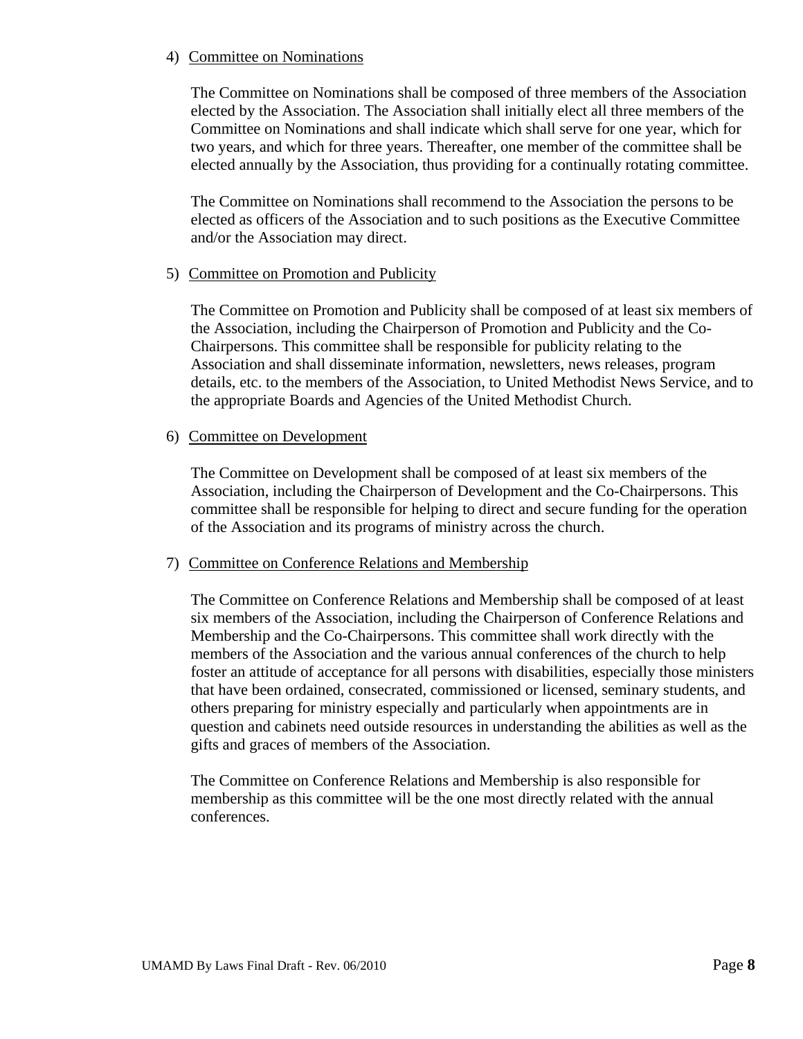4) <u>Committee on Nominations</u>

The Committee on Nominations shall be composed of three members of the Association elected by the Association. The Association shall initially elect all three members of the Committee on Nominations and shall indicate which shall serve for one year, which for two years, and which for three years. Thereafter, one member of the committee shall be elected annually by the Association, thus providing for a continually rotating committee.

The Committee on Nominations shall recommend to the Association the persons to be elected as officers of the Association and to such positions as the Executive Committee and/or the Association may direct.

5) <u>Committee on Promotion and Publicity</u>

The Committee on Promotion and Publicity shall be composed of at least six members of the Association, including the Chairperson of Promotion and Publicity and the Co-Chairpersons. This committee shall be responsible for publicity relating to the Association and shall disseminate information, newsletters, news releases, program details, etc. to the members of the Association, to United Methodist News Service, and to the appropriate Boards and Agencies of the United Methodist Church.

6) <u>Committee on Development</u>

The Committee on Development shall be composed of at least six members of the Association, including the Chairperson of Development and the Co-Chairpersons. This committee shall be responsible for helping to direct and secure funding for the operation of the Association and its programs of ministry across the church.

7) <u>Committee on Conference Relations and Membership</u>

The Committee on Conference Relations and Membership shall be composed of at least six members of the Association, including the Chairperson of Conference Relations and Membership and the Co-Chairpersons. This committee shall work directly with the members of the Association and the various annual conferences of the church to help foster an attitude of acceptance for all persons with disabilities, especially those ministers that have been ordained, consecrated, commissioned or licensed, seminary students, and others preparing for ministry especially and particularly when appointments are in question and cabinets need outside resources in understanding the abilities as well as the gifts and graces of members of the Association.

The Committee on Conference Relations and Membership is also responsible for membership as this committee will be the one most directly related with the annual conferences.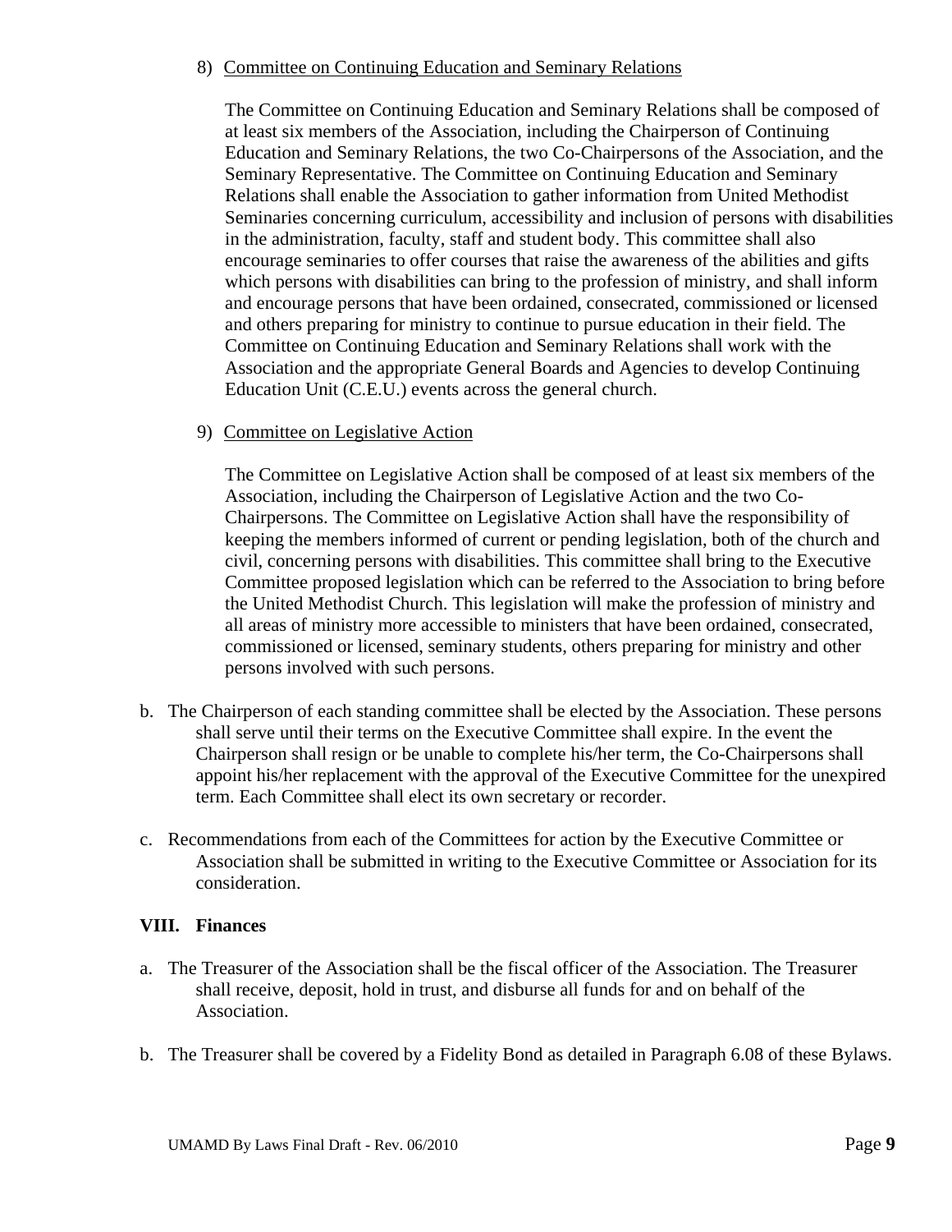8) <u>Committee on Continuing Education and Seminary Relations</u>

The Committee on Continuing Education and Seminary Relations shall be composed of at least six members of the Association, including the Chairperson of Continuing Education and Seminary Relations, the two Co-Chairpersons of the Association, and the Seminary Representative. The Committee on Continuing Education and Seminary Relations shall enable the Association to gather information from United Methodist Seminaries concerning curriculum, accessibility and inclusion of persons with disabilities in the administration, faculty, staff and student body. This committee shall also encourage seminaries to offer courses that raise the awareness of the abilities and gifts which persons with disabilities can bring to the profession of ministry, and shall inform and encourage persons that have been ordained, consecrated, commissioned or licensed and others preparing for ministry to continue to pursue education in their field. The Committee on Continuing Education and Seminary Relations shall work with the Association and the appropriate General Boards and Agencies to develop Continuing Education Unit (C.E.U.) events across the general church.

9) <u>Committee on Legislative Action</u>

The Committee on Legislative Action shall be composed of at least six members of the Association, including the Chairperson of Legislative Action and the two Co-Chairpersons. The Committee on Legislative Action shall have the responsibility of keeping the members informed of current or pending legislation, both of the church and civil, concerning persons with disabilities. This committee shall bring to the Executive Committee proposed legislation which can be referred to the Association to bring before the United Methodist Church. This legislation will make the profession of ministry and all areas of ministry more accessible to ministers that have been ordained, consecrated, commissioned or licensed, seminary students, others preparing for ministry and other persons involved with such persons.

b. The Chairperson of each standing committee shall be elected by the Association. These persons shall serve until their terms on the Executive Committee shall expire. In the event the Chairperson shall resign or be unable to complete his/her term, the Co-Chairpersons shall appoint his/her replacement with the approval of the Executive Committee for the unexpired term. Each Committee shall elect its own secretary or recorder.

c. Recommendations from each of the Committees for action by the Executive Committee or Association shall be submitted in writing to the Executive Committee or Association for its consideration.

## VIII. Finances

a. The Treasurer of the Association shall be the fiscal officer of the Association. The Treasurer shall receive, deposit, hold in trust, and disburse all funds for and on behalf of the Association.

b. The Treasurer shall be covered by a Fidelity Bond as detailed in Paragraph 6.08 of these Bylaws.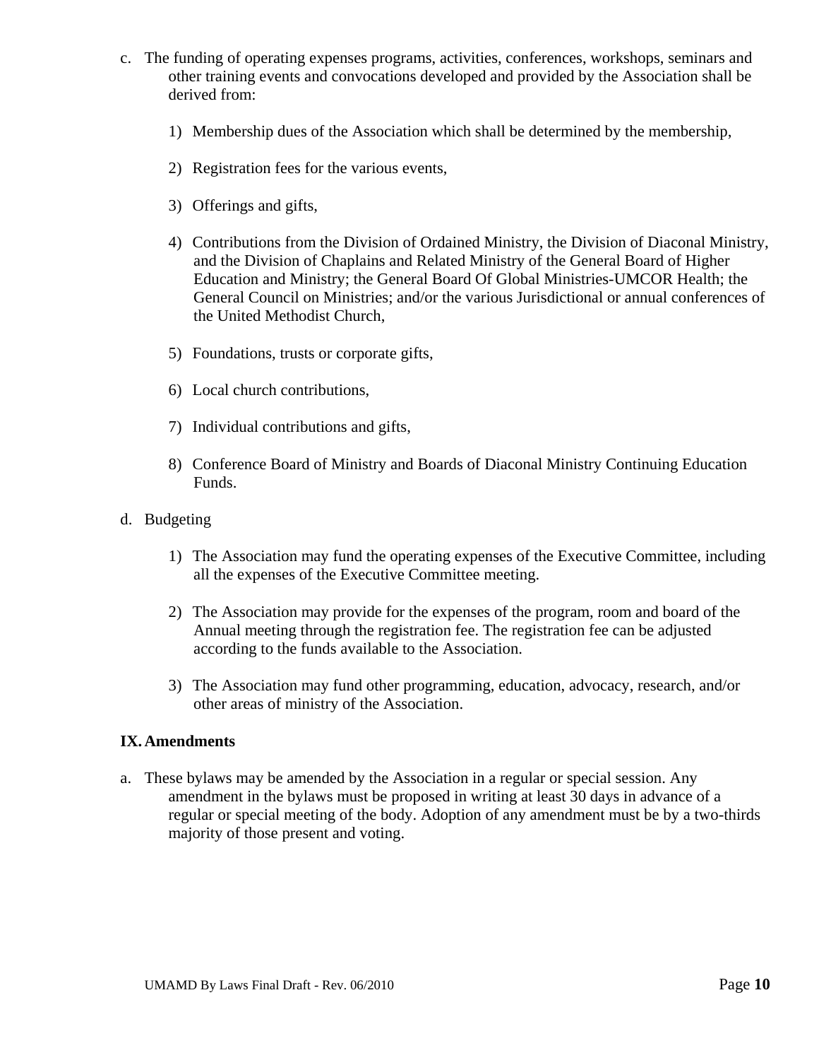c. The funding of operating expenses programs, activities, conferences, workshops, seminars and other training events and convocations developed and provided by the Association shall be derived from:

   1) Membership dues of the Association which shall be determined by the membership,

   2) Registration fees for the various events,

   3) Offerings and gifts,

   4) Contributions from the Division of Ordained Ministry, the Division of Diaconal Ministry, and the Division of Chaplains and Related Ministry of the General Board of Higher Education and Ministry; the General Board Of Global Ministries-UMCOR Health; the General Council on Ministries; and/or the various Jurisdictional or annual conferences of the United Methodist Church,

   5) Foundations, trusts or corporate gifts,

   6) Local church contributions,

   7) Individual contributions and gifts,

   8) Conference Board of Ministry and Boards of Diaconal Ministry Continuing Education Funds.

d. Budgeting

   1) The Association may fund the operating expenses of the Executive Committee, including all the expenses of the Executive Committee meeting.

   2) The Association may provide for the expenses of the program, room and board of the Annual meeting through the registration fee. The registration fee can be adjusted according to the funds available to the Association.

   3) The Association may fund other programming, education, advocacy, research, and/or other areas of ministry of the Association.

## IX. Amendments

a. These bylaws may be amended by the Association in a regular or special session. Any amendment in the bylaws must be proposed in writing at least 30 days in advance of a regular or special meeting of the body. Adoption of any amendment must be by a two-thirds majority of those present and voting.